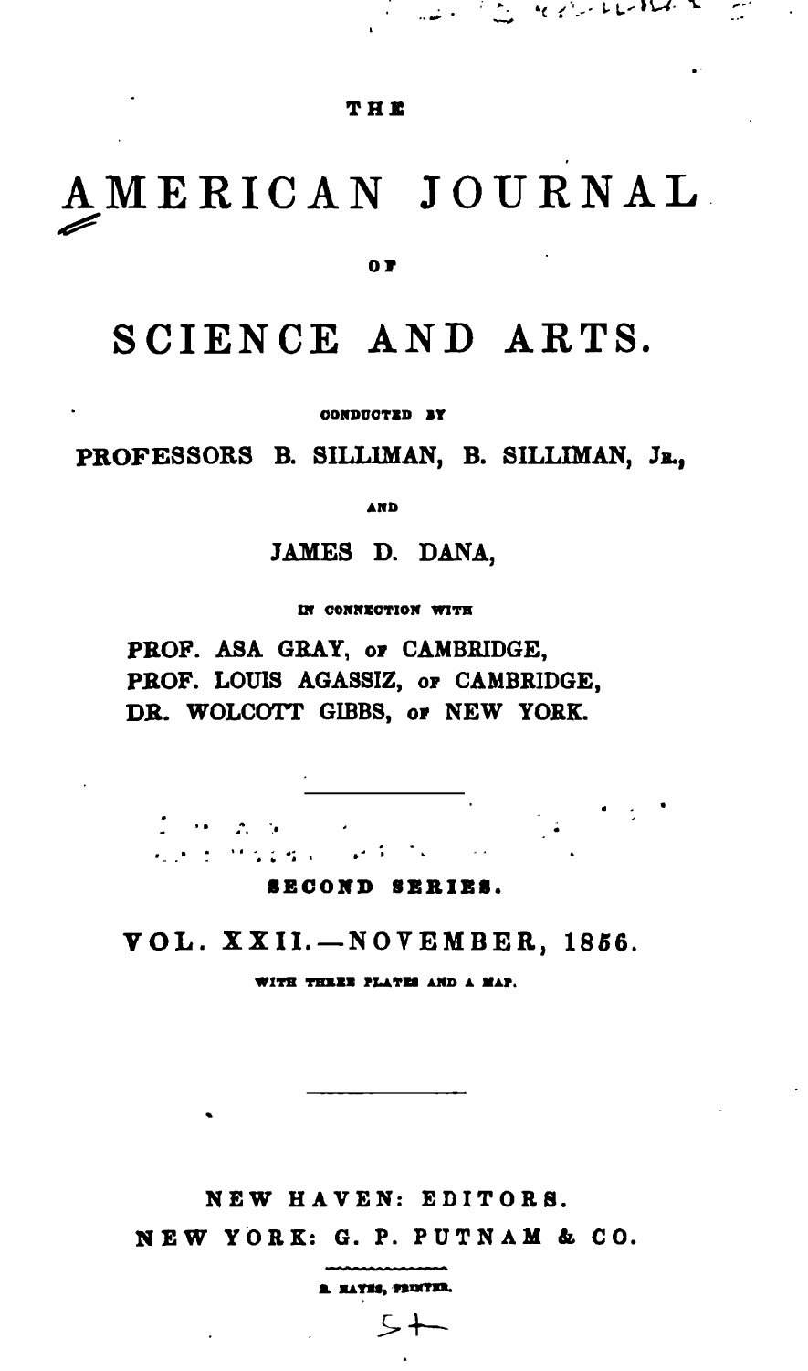THE

# AMERICAN JOURNAL

OF

# SCIENCE AND ARTS.

CONDUCTED BY

PROFESSORS B. SILLIMAN, B. SILLIMAN, JR.,

AND

JAMES D. DANA,

IN CONNECTION WITH

PROF. ASA GRAY, OF CAMBRIDGE,
PROF. LOUIS AGASSIZ, OF CAMBRIDGE,
DR. WOLCOTT GIBBS, OF NEW YORK.

---

SECOND SERIES.

## VOL. XXII.—NOVEMBER, 1856.

WITH THREE PLATES AND A MAP.

---

NEW HAVEN: EDITORS.
NEW YORK: G. P. PUTNAM & CO.

B. HAYES, PRINTER.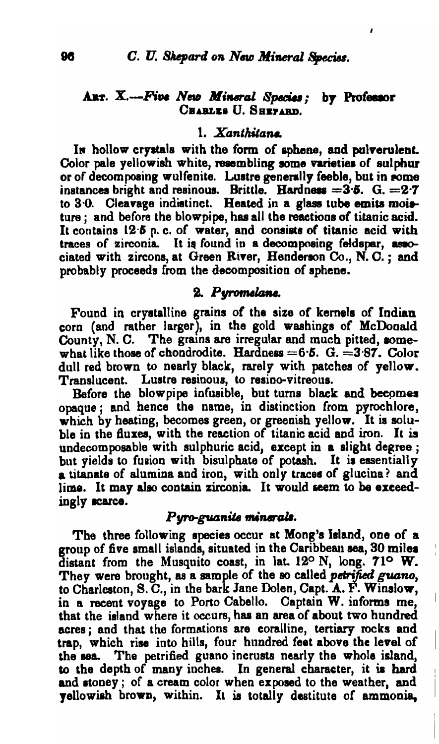## ART. X.—*Five New Mineral Species*; by Professor CHARLES U. SHEPARD.

### 1. *Xanthitane.*

IN hollow crystals with the form of sphene, and pulverulent. Color pale yellowish white, resembling some varieties of sulphur or of decomposing wulfenite. Lustre generally feeble, but in some instances bright and resinous. Brittle. Hardness =3·5. G. =2·7 to 3·0. Cleavage indistinct. Heated in a glass tube emits moisture; and before the blowpipe, has all the reactions of titanic acid. It contains 12·5 p. c. of water, and consists of titanic acid with traces of zirconia. It is found in a decomposing feldspar, associated with zircons, at Green River, Henderson Co., N. C.; and probably proceeds from the decomposition of sphene.

### 2. *Pyromelane.*

Found in crystalline grains of the size of kernels of Indian corn (and rather larger), in the gold washings of McDonald County, N. C. The grains are irregular and much pitted, somewhat like those of chondrodite. Hardness =6·5. G. =3·87. Color dull red brown to nearly black, rarely with patches of yellow. Translucent. Lustre resinous, to resino-vitreous.

Before the blowpipe infusible, but turns black and becomes opaque; and hence the name, in distinction from pyrochlore, which by heating, becomes green, or greenish yellow. It is soluble in the fluxes, with the reaction of titanic acid and iron. It is undecomposable with sulphuric acid, except in a slight degree; but yields to fusion with bisulphate of potash. It is essentially a titanate of alumina and iron, with only traces of glucina? and lime. It may also contain zirconia. It would seem to be exceedingly scarce.

### *Pyro-guanite minerals.*

The three following species occur at Mong's Island, one of a group of five small islands, situated in the Caribbean sea, 30 miles distant from the Musquito coast, in lat. 12° N, long. 71° W. They were brought, as a sample of the so called *petrified guano*, to Charleston, S. C., in the bark Jane Dolen, Capt. A. F. Winslow, in a recent voyage to Porto Cabello. Captain W. informs me, that the island where it occurs, has an area of about two hundred acres; and that the formations are coralline, tertiary rocks and trap, which rise into hills, four hundred feet above the level of the sea. The petrified guano incrusts nearly the whole island, to the depth of many inches. In general character, it is hard and stoney; of a cream color when exposed to the weather, and yellowish brown, within. It is totally destitute of ammonia,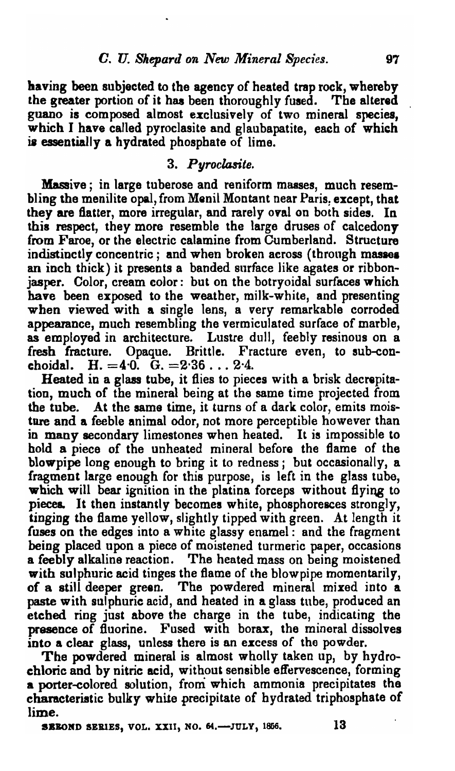having been subjected to the agency of heated trap rock, whereby the greater portion of it has been thoroughly fused. The altered guano is composed almost exclusively of two mineral species, which I have called pyroclasite and glaubapatite, each of which is essentially a hydrated phosphate of lime.

### 3. *Pyroclasite.*

Massive; in large tuberose and reniform masses, much resembling the menilite opal, from Menil Montant near Paris, except, that they are flatter, more irregular, and rarely oval on both sides. In this respect, they more resemble the large druses of calcedony from Faroe, or the electric calamine from Cumberland. Structure indistinctly concentric; and when broken across (through masses an inch thick) it presents a banded surface like agates or ribbon-jasper. Color, cream color: but on the botryoidal surfaces which have been exposed to the weather, milk-white, and presenting when viewed with a single lens, a very remarkable corroded appearance, much resembling the vermiculated surface of marble, as employed in architecture. Lustre dull, feebly resinous on a fresh fracture. Opaque. Brittle. Fracture even, to sub-conchoidal. H. =4·0. G. =2·36 . . . 2·4.

Heated in a glass tube, it flies to pieces with a brisk decrepitation, much of the mineral being at the same time projected from the tube. At the same time, it turns of a dark color, emits moisture and a feeble animal odor, not more perceptible however than in many secondary limestones when heated. It is impossible to hold a piece of the unheated mineral before the flame of the blowpipe long enough to bring it to redness; but occasionally, a fragment large enough for this purpose, is left in the glass tube, which will bear ignition in the platina forceps without flying to pieces. It then instantly becomes white, phosphoresces strongly, tinging the flame yellow, slightly tipped with green. At length it fuses on the edges into a white glassy enamel: and the fragment being placed upon a piece of moistened turmeric paper, occasions a feebly alkaline reaction. The heated mass on being moistened with sulphuric acid tinges the flame of the blowpipe momentarily, of a still deeper green. The powdered mineral mixed into a paste with sulphuric acid, and heated in a glass tube, produced an etched ring just above the charge in the tube, indicating the presence of fluorine. Fused with borax, the mineral dissolves into a clear glass, unless there is an excess of the powder.

The powdered mineral is almost wholly taken up, by hydrochloric and by nitric acid, without sensible effervescence, forming a porter-colored solution, from which ammonia precipitates the characteristic bulky white precipitate of hydrated triphosphate of lime.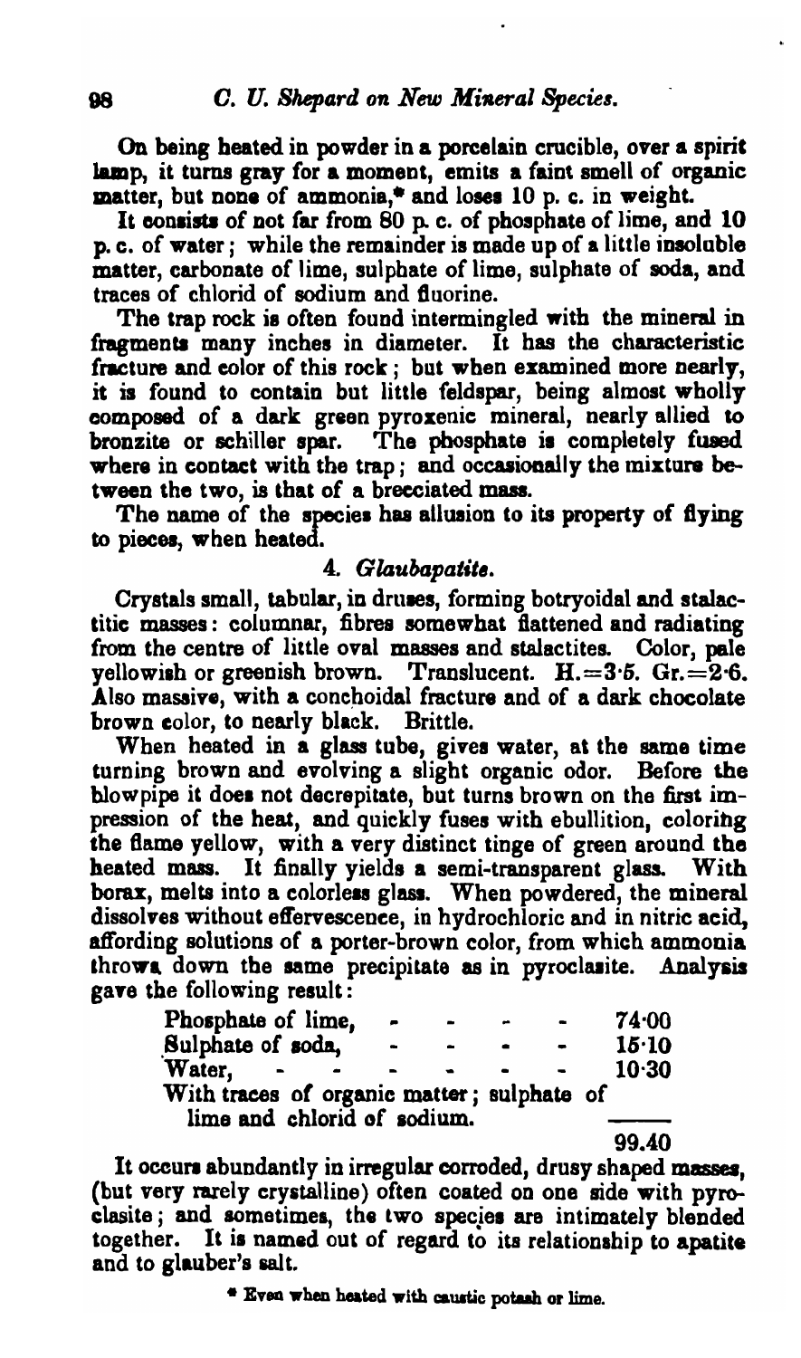On being heated in powder in a porcelain crucible, over a spirit lamp, it turns gray for a moment, emits a faint smell of organic matter, but none of ammonia,* and loses 10 p. c. in weight.

It consists of not far from 80 p. c. of phosphate of lime, and 10 p. c. of water; while the remainder is made up of a little insoluble matter, carbonate of lime, sulphate of lime, sulphate of soda, and traces of chlorid of sodium and fluorine.

The trap rock is often found intermingled with the mineral in fragments many inches in diameter. It has the characteristic fracture and color of this rock; but when examined more nearly, it is found to contain but little feldspar, being almost wholly composed of a dark green pyroxenic mineral, nearly allied to bronzite or schiller spar. The phosphate is completely fused where in contact with the trap; and occasionally the mixture between the two, is that of a brecciated mass.

The name of the species has allusion to its property of flying to pieces, when heated.

### 4. *Glaubapatite.*

Crystals small, tabular, in druses, forming botryoidal and stalactitic masses: columnar, fibres somewhat flattened and radiating from the centre of little oval masses and stalactites. Color, pale yellowish or greenish brown. Translucent. H.=3·5. Gr.=2·6. Also massive, with a conchoidal fracture and of a dark chocolate brown color, to nearly black. Brittle.

When heated in a glass tube, gives water, at the same time turning brown and evolving a slight organic odor. Before the blowpipe it does not decrepitate, but turns brown on the first impression of the heat, and quickly fuses with ebullition, coloring the flame yellow, with a very distinct tinge of green around the heated mass. It finally yields a semi-transparent glass. With borax, melts into a colorless glass. When powdered, the mineral dissolves without effervescence, in hydrochloric and in nitric acid, affording solutions of a porter-brown color, from which ammonia throws down the same precipitate as in pyroclasite. Analysis gave the following result:

| | |
|---|---|
| Phosphate of lime, | 74·00 |
| Sulphate of soda, | 15·10 |
| Water, | 10·30 |
| With traces of organic matter; sulphate of lime and chlorid of sodium. | |
| | 99.40 |

It occurs abundantly in irregular corroded, drusy shaped masses, (but very rarely crystalline) often coated on one side with pyroclasite; and sometimes, the two species are intimately blended together. It is named out of regard to its relationship to apatite and to glauber's salt.

\* Even when heated with caustic potash or lime.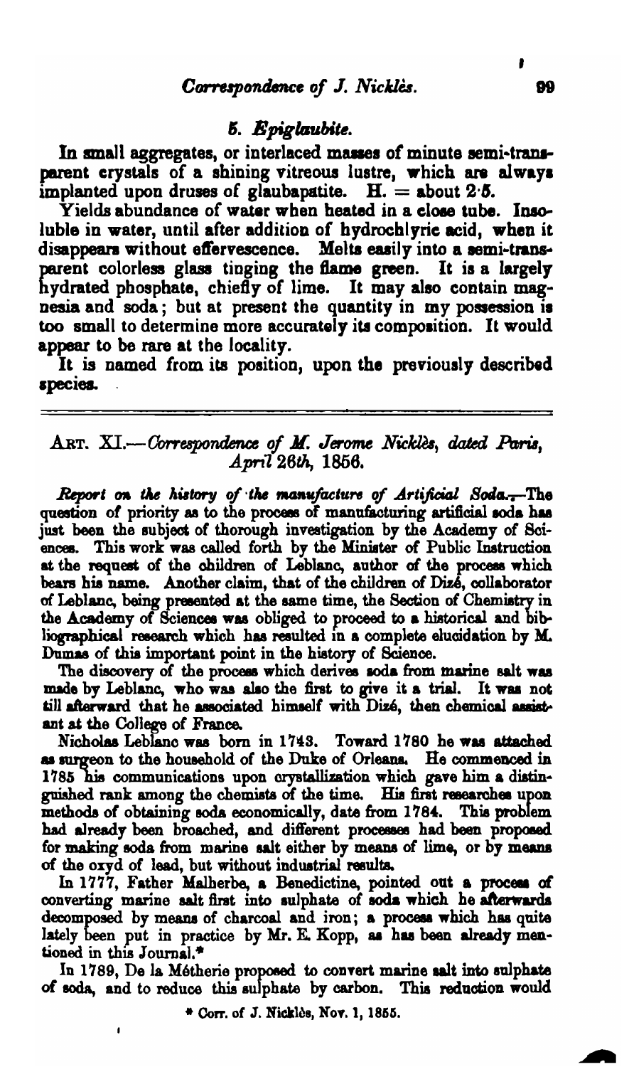### 5. *Epiglaubite.*

In small aggregates, or interlaced masses of minute semi-transparent crystals of a shining vitreous lustre, which are always implanted upon druses of glaubapatite. H. = about 2·5.

Yields abundance of water when heated in a close tube. Insoluble in water, until after addition of hydrochlyric acid, when it disappears without effervescence. Melts easily into a semi-transparent colorless glass tinging the flame green. It is a largely hydrated phosphate, chiefly of lime. It may also contain magnesia and soda; but at present the quantity in my possession is too small to determine more accurately its composition. It would appear to be rare at the locality.

It is named from its position, upon the previously described species.

---

## ART. XI.—*Correspondence of M. Jerome Nicklès, dated Paris, April 26th, 1856.*

*Report on the history of the manufacture of Artificial Soda.*—The question of priority as to the process of manufacturing artificial soda has just been the subject of thorough investigation by the Academy of Sciences. This work was called forth by the Minister of Public Instruction at the request of the children of Leblanc, author of the process which bears his name. Another claim, that of the children of Dizé, collaborator of Leblanc, being presented at the same time, the Section of Chemistry in the Academy of Sciences was obliged to proceed to a historical and bibliographical research which has resulted in a complete elucidation by M. Dumas of this important point in the history of Science.

The discovery of the process which derives soda from marine salt was made by Leblanc, who was also the first to give it a trial. It was not till afterward that he associated himself with Dizé, then chemical assistant at the College of France.

Nicholas Leblanc was born in 1743. Toward 1780 he was attached as surgeon to the household of the Duke of Orleans. He commenced in 1785 his communications upon crystallization which gave him a distinguished rank among the chemists of the time. His first researches upon methods of obtaining soda economically, date from 1784. This problem had already been broached, and different processes had been proposed for making soda from marine salt either by means of lime, or by means of the oxyd of lead, but without industrial results.

In 1777, Father Malherbe, a Benedictine, pointed out a process of converting marine salt first into sulphate of soda which he afterwards decomposed by means of charcoal and iron; a process which has quite lately been put in practice by Mr. E. Kopp, as has been already mentioned in this Journal.*

In 1789, De la Métherie proposed to convert marine salt into sulphate of soda, and to reduce this sulphate by carbon. This reduction would

* Corr. of J. Nicklès, Nov. 1, 1855.